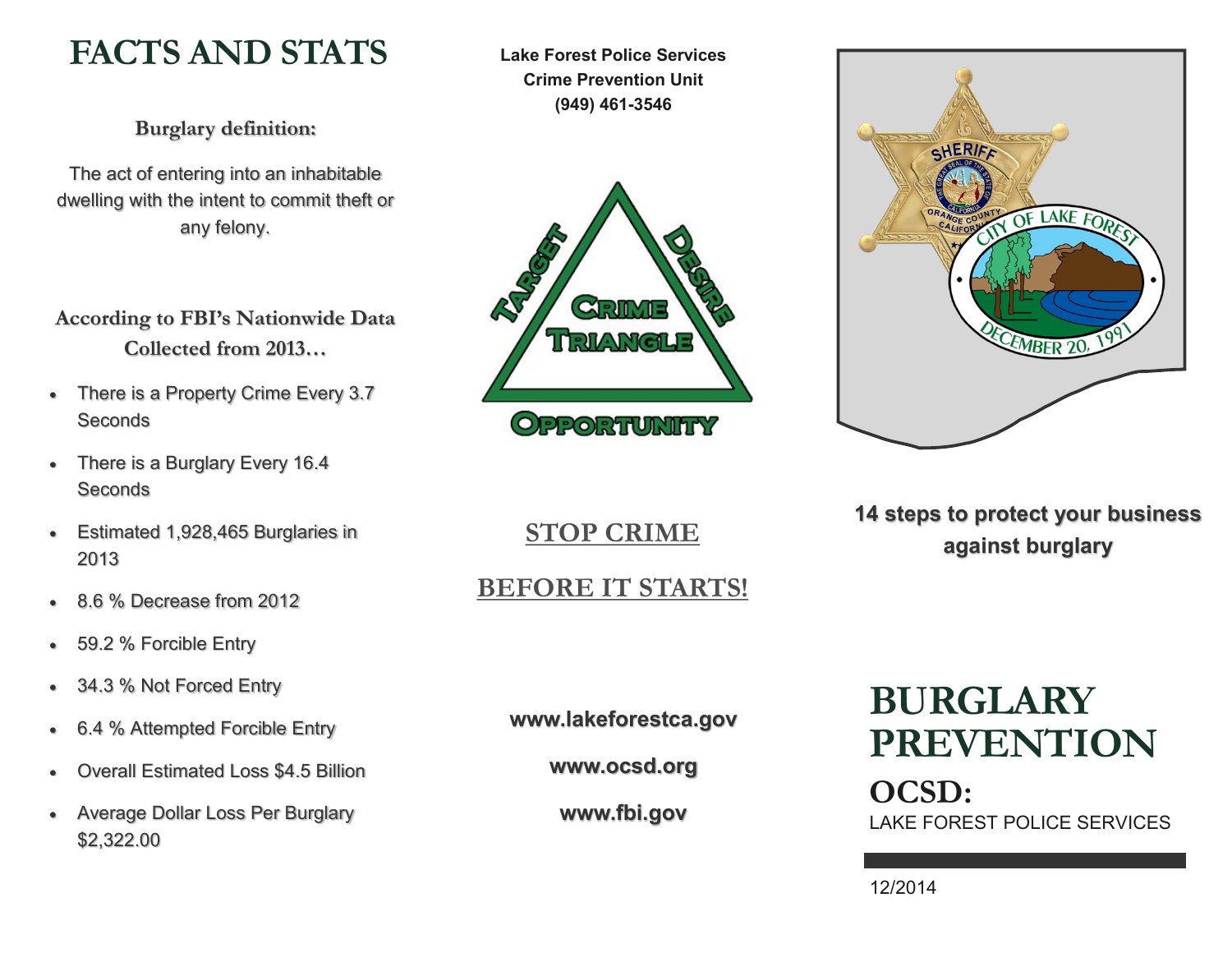# FACTS AND STATS

### Burglary definition:

The act of entering into an inhabitable dwelling with the intent to commit theft or any felony.

### According to FBI's Nationwide Data Collected from 2013…

- There is a Property Crime Every 3.7 Seconds
- There is a Burglary Every 16.4 Seconds
- Estimated 1,928,465 Burglaries in 2013
- 8.6 % Decrease from 2012
- 59.2 % Forcible Entry
- 34.3 % Not Forced Entry
- 6.4 % Attempted Forcible Entry
- Overall Estimated Loss $4.5 Billion
- Average Dollar Loss Per Burglary $2,322.00

**Lake Forest Police Services**
**Crime Prevention Unit**
**(949) 461-3546**

TARGET — DESIRE — OPPORTUNITY

CRIME TRIANGLE

## STOP CRIME

## BEFORE IT STARTS!

**www.lakeforestca.gov**

**www.ocsd.org**

**www.fbi.gov**

**14 steps to protect your business against burglary**

# BURGLARY PREVENTION

## OCSD:

LAKE FOREST POLICE SERVICES

12/2014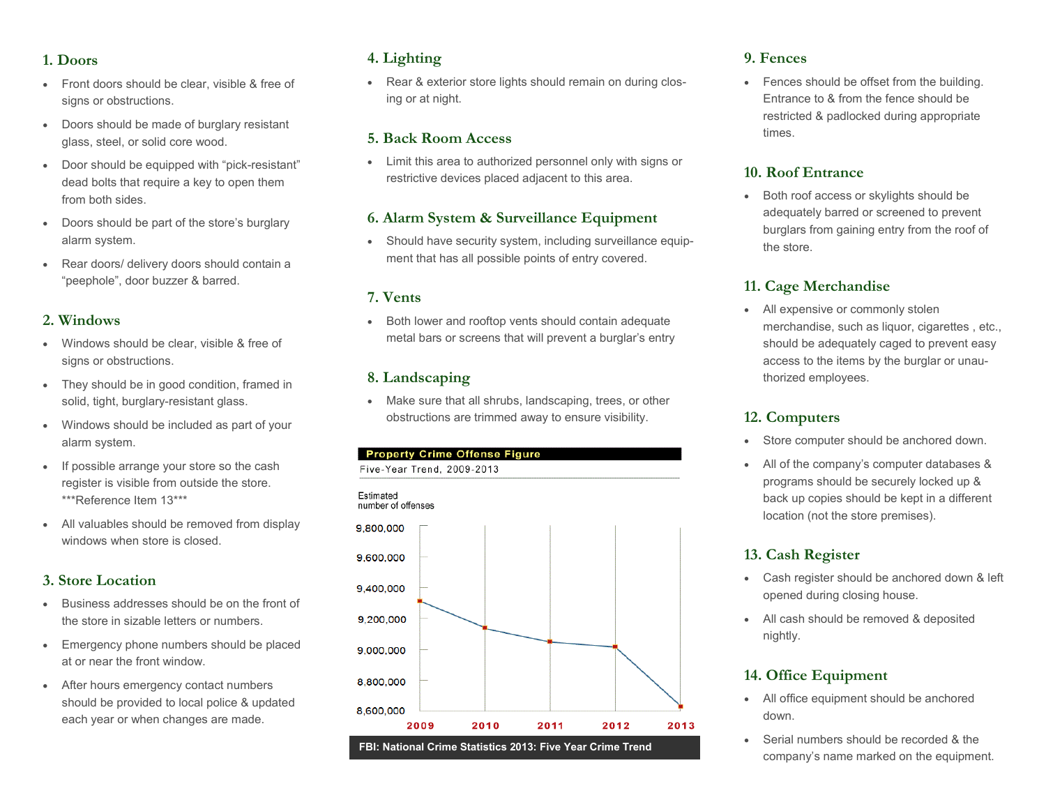## 1. Doors

- Front doors should be clear, visible & free of signs or obstructions.
- Doors should be made of burglary resistant glass, steel, or solid core wood.
- Door should be equipped with "pick-resistant" dead bolts that require a key to open them from both sides.
- Doors should be part of the store's burglary alarm system.
- Rear doors/ delivery doors should contain a "peephole", door buzzer & barred.

## 2. Windows

- Windows should be clear, visible & free of signs or obstructions.
- They should be in good condition, framed in solid, tight, burglary-resistant glass.
- Windows should be included as part of your alarm system.
- If possible arrange your store so the cash register is visible from outside the store. ***Reference Item 13***
- All valuables should be removed from display windows when store is closed.

## 3. Store Location

- Business addresses should be on the front of the store in sizable letters or numbers.
- Emergency phone numbers should be placed at or near the front window.
- After hours emergency contact numbers should be provided to local police & updated each year or when changes are made.

## 4. Lighting

- Rear & exterior store lights should remain on during closing or at night.

## 5. Back Room Access

- Limit this area to authorized personnel only with signs or restrictive devices placed adjacent to this area.

## 6. Alarm System & Surveillance Equipment

- Should have security system, including surveillance equipment that has all possible points of entry covered.

## 7. Vents

- Both lower and rooftop vents should contain adequate metal bars or screens that will prevent a burglar's entry

## 8. Landscaping

- Make sure that all shrubs, landscaping, trees, or other obstructions are trimmed away to ensure visibility.

**Property Crime Offense Figure**

Five-Year Trend, 2009-2013

Estimated number of offenses

9,800,000
9,600,000
9,400,000
9,200,000
9,000,000
8,800,000
8,600,000

2009 2010 2011 2012 2013

**FBI: National Crime Statistics 2013: Five Year Crime Trend**

## 9. Fences

- Fences should be offset from the building. Entrance to & from the fence should be restricted & padlocked during appropriate times.

## 10. Roof Entrance

- Both roof access or skylights should be adequately barred or screened to prevent burglars from gaining entry from the roof of the store.

## 11. Cage Merchandise

- All expensive or commonly stolen merchandise, such as liquor, cigarettes , etc., should be adequately caged to prevent easy access to the items by the burglar or unauthorized employees.

## 12. Computers

- Store computer should be anchored down.
- All of the company's computer databases & programs should be securely locked up & back up copies should be kept in a different location (not the store premises).

## 13. Cash Register

- Cash register should be anchored down & left opened during closing house.
- All cash should be removed & deposited nightly.

## 14. Office Equipment

- All office equipment should be anchored down.
- Serial numbers should be recorded & the company's name marked on the equipment.